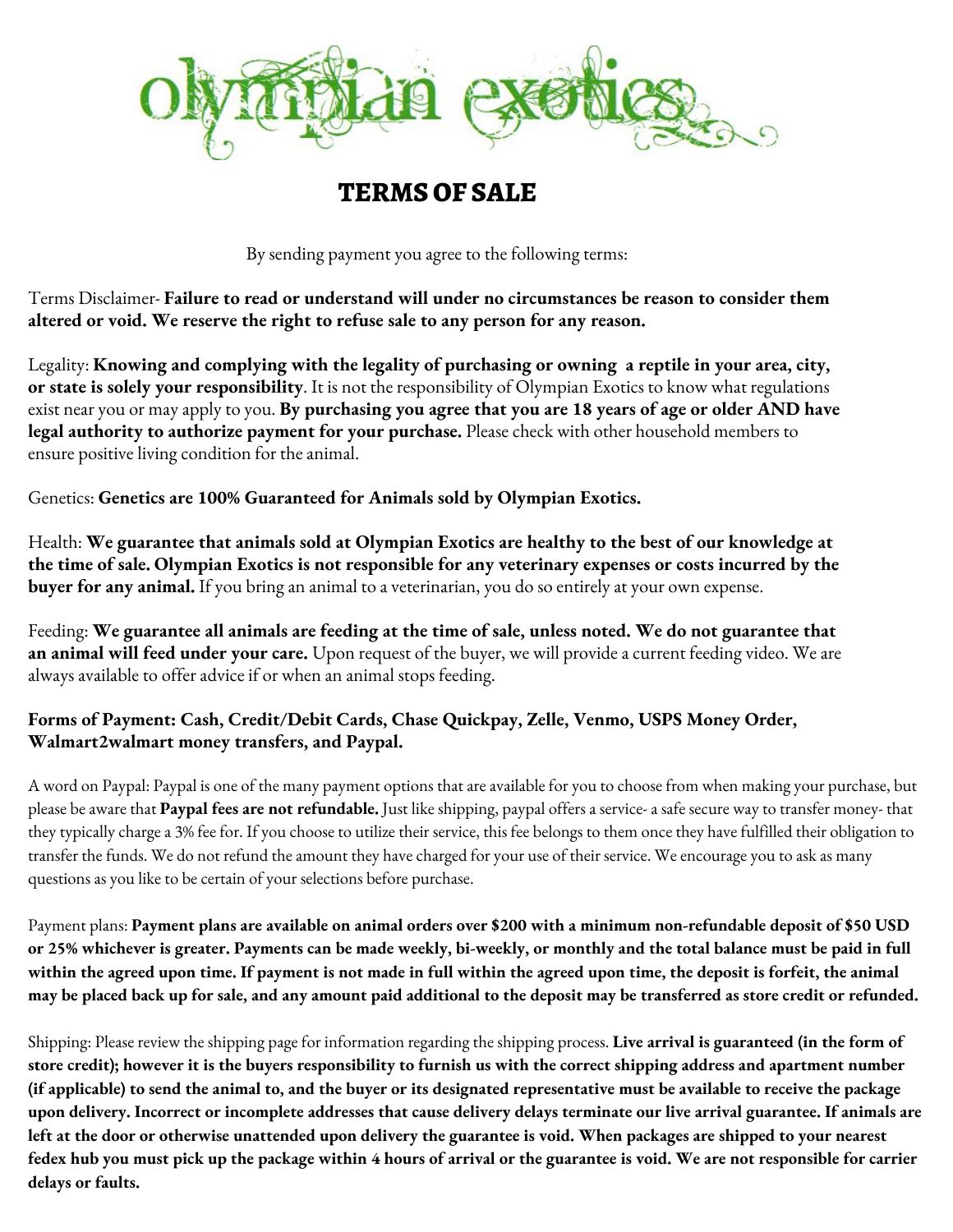# olympian exotics

## TERMS OF SALE

By sending payment you agree to the following terms:

Terms Disclaimer- **Failure to read or understand will under no circumstances be reason to consider them altered or void. We reserve the right to refuse sale to any person for any reason.**

Legality: **Knowing and complying with the legality of purchasing or owning a reptile in your area, city, or state is solely your responsibility**. It is not the responsibility of Olympian Exotics to know what regulations exist near you or may apply to you. **By purchasing you agree that you are 18 years of age or older AND have legal authority to authorize payment for your purchase.** Please check with other household members to ensure positive living condition for the animal.

Genetics: **Genetics are 100% Guaranteed for Animals sold by Olympian Exotics.**

Health: **We guarantee that animals sold at Olympian Exotics are healthy to the best of our knowledge at the time of sale. Olympian Exotics is not responsible for any veterinary expenses or costs incurred by the buyer for any animal.** If you bring an animal to a veterinarian, you do so entirely at your own expense.

Feeding: **We guarantee all animals are feeding at the time of sale, unless noted. We do not guarantee that an animal will feed under your care.** Upon request of the buyer, we will provide a current feeding video. We are always available to offer advice if or when an animal stops feeding.

**Forms of Payment: Cash, Credit/Debit Cards, Chase Quickpay, Zelle, Venmo, USPS Money Order, Walmart2walmart money transfers, and Paypal.**

A word on Paypal: Paypal is one of the many payment options that are available for you to choose from when making your purchase, but please be aware that **Paypal fees are not refundable.** Just like shipping, paypal offers a service- a safe secure way to transfer money- that they typically charge a 3% fee for. If you choose to utilize their service, this fee belongs to them once they have fulfilled their obligation to transfer the funds. We do not refund the amount they have charged for your use of their service. We encourage you to ask as many questions as you like to be certain of your selections before purchase.

Payment plans: **Payment plans are available on animal orders over $200 with a minimum non-refundable deposit of $50 USD or 25% whichever is greater. Payments can be made weekly, bi-weekly, or monthly and the total balance must be paid in full within the agreed upon time. If payment is not made in full within the agreed upon time, the deposit is forfeit, the animal may be placed back up for sale, and any amount paid additional to the deposit may be transferred as store credit or refunded.**

Shipping: Please review the shipping page for information regarding the shipping process. **Live arrival is guaranteed (in the form of store credit); however it is the buyers responsibility to furnish us with the correct shipping address and apartment number (if applicable) to send the animal to, and the buyer or its designated representative must be available to receive the package upon delivery. Incorrect or incomplete addresses that cause delivery delays terminate our live arrival guarantee. If animals are left at the door or otherwise unattended upon delivery the guarantee is void. When packages are shipped to your nearest fedex hub you must pick up the package within 4 hours of arrival or the guarantee is void. We are not responsible for carrier delays or faults.**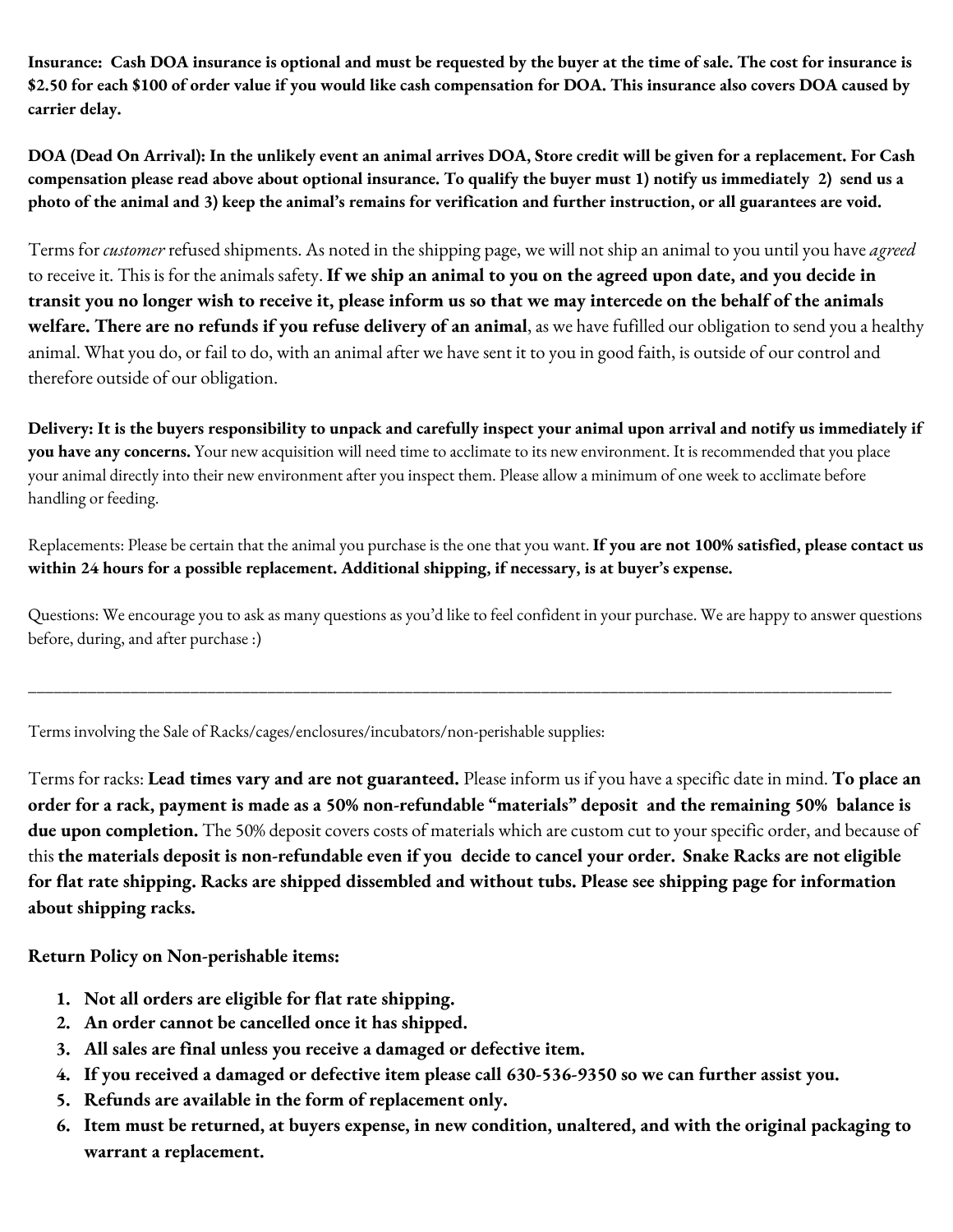**Insurance: Cash DOA insurance is optional and must be requested by the buyer at the time of sale. The cost for insurance is $2.50 for each $100 of order value if you would like cash compensation for DOA. This insurance also covers DOA caused by carrier delay.**

**DOA (Dead On Arrival): In the unlikely event an animal arrives DOA, Store credit will be given for a replacement. For Cash compensation please read above about optional insurance. To qualify the buyer must 1) notify us immediately 2) send us a photo of the animal and 3) keep the animal's remains for verification and further instruction, or all guarantees are void.**

Terms for *customer* refused shipments. As noted in the shipping page, we will not ship an animal to you until you have *agreed* to receive it. This is for the animals safety. **If we ship an animal to you on the agreed upon date, and you decide in transit you no longer wish to receive it, please inform us so that we may intercede on the behalf of the animals welfare. There are no refunds if you refuse delivery of an animal**, as we have fufilled our obligation to send you a healthy animal. What you do, or fail to do, with an animal after we have sent it to you in good faith, is outside of our control and therefore outside of our obligation.

**Delivery: It is the buyers responsibility to unpack and carefully inspect your animal upon arrival and notify us immediately if you have any concerns.** Your new acquisition will need time to acclimate to its new environment. It is recommended that you place your animal directly into their new environment after you inspect them. Please allow a minimum of one week to acclimate before handling or feeding.

Replacements: Please be certain that the animal you purchase is the one that you want. **If you are not 100% satisfied, please contact us within 24 hours for a possible replacement. Additional shipping, if necessary, is at buyer's expense.**

Questions: We encourage you to ask as many questions as you'd like to feel confident in your purchase. We are happy to answer questions before, during, and after purchase :)

---

Terms involving the Sale of Racks/cages/enclosures/incubators/non-perishable supplies:

Terms for racks: **Lead times vary and are not guaranteed.** Please inform us if you have a specific date in mind. **To place an order for a rack, payment is made as a 50% non-refundable "materials" deposit and the remaining 50% balance is due upon completion.** The 50% deposit covers costs of materials which are custom cut to your specific order, and because of this **the materials deposit is non-refundable even if you decide to cancel your order. Snake Racks are not eligible for flat rate shipping. Racks are shipped dissembled and without tubs. Please see shipping page for information about shipping racks.**

**Return Policy on Non-perishable items:**

1. **Not all orders are eligible for flat rate shipping.**
2. **An order cannot be cancelled once it has shipped.**
3. **All sales are final unless you receive a damaged or defective item.**
4. **If you received a damaged or defective item please call 630-536-9350 so we can further assist you.**
5. **Refunds are available in the form of replacement only.**
6. **Item must be returned, at buyers expense, in new condition, unaltered, and with the original packaging to warrant a replacement.**